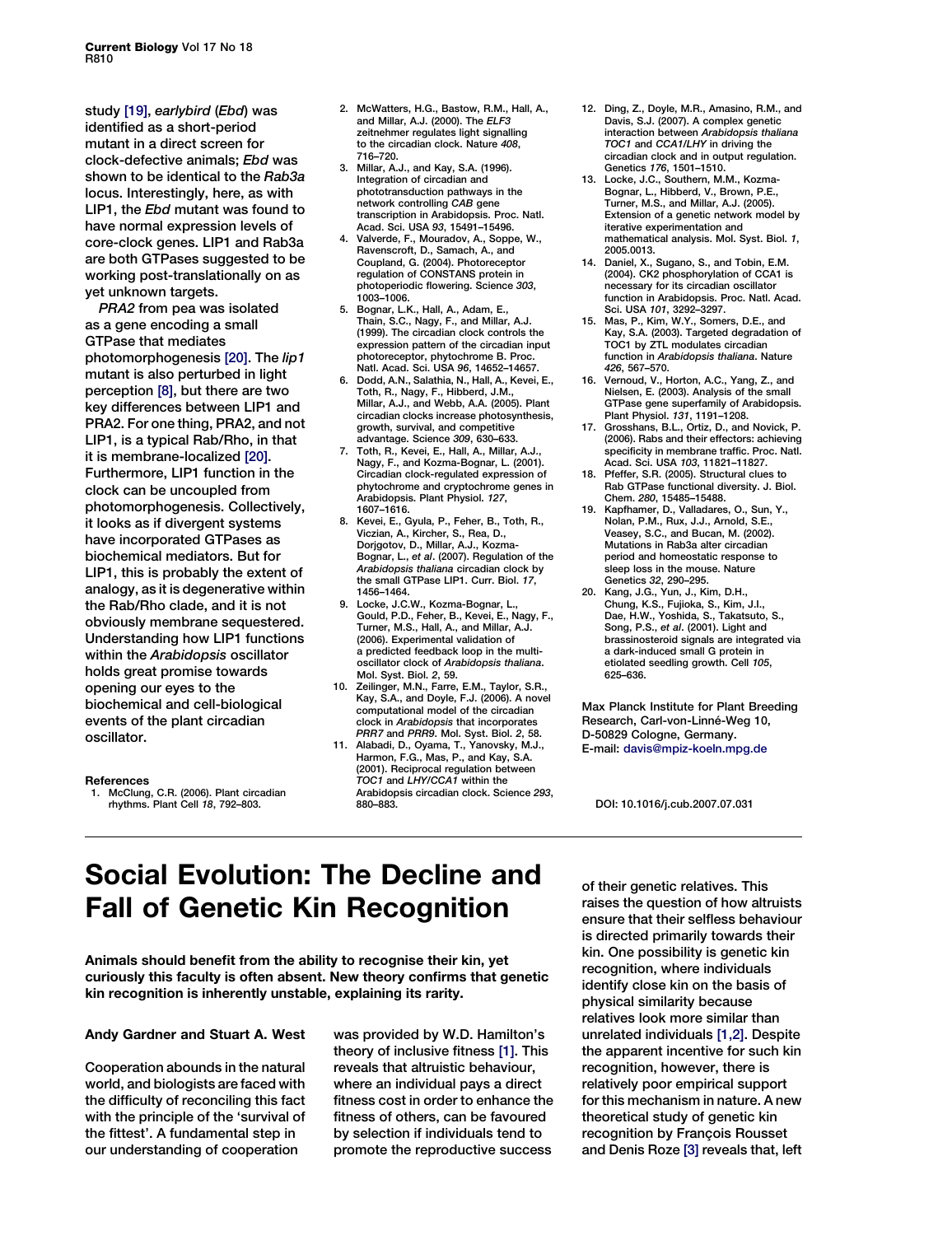study [19], *earlybird* (*Ebd*) was identified as a short-period mutant in a direct screen for clock-defective animals; *Ebd* was shown to be identical to the *Rab3a* locus. Interestingly, here, as with LIP1, the *Ebd* mutant was found to have normal expression levels of core-clock genes. LIP1 and Rab3a are both GTPases suggested to be working post-translationally on as yet unknown targets.

*PRA2* from pea was isolated as a gene encoding a small GTPase that mediates photomorphogenesis [20]. The *lip1* mutant is also perturbed in light perception [8], but there are two key differences between LIP1 and PRA2. For one thing, PRA2, and not LIP1, is a typical Rab/Rho, in that it is membrane-localized [20]. Furthermore, LIP1 function in the clock can be uncoupled from photomorphogenesis. Collectively, it looks as if divergent systems have incorporated GTPases as biochemical mediators. But for LIP1, this is probably the extent of analogy, as it is degenerative within the Rab/Rho clade, and it is not obviously membrane sequestered. Understanding how LIP1 functions within the *Arabidopsis* oscillator holds great promise towards opening our eyes to the biochemical and cell-biological events of the plant circadian oscillator.

**References**

1. McClung, C.R. (2006). Plant circadian rhythms. Plant Cell *18*, 792–803.
2. McWatters, H.G., Bastow, R.M., Hall, A., and Millar, A.J. (2000). The *ELF3* zeitnehmer regulates light signalling to the circadian clock. Nature *408*, 716–720.
3. Millar, A.J., and Kay, S.A. (1996). Integration of circadian and phototransduction pathways in the network controlling *CAB* gene transcription in Arabidopsis. Proc. Natl. Acad. Sci. USA *93*, 15491–15496.
4. Valverde, F., Mouradov, A., Soppe, W., Ravenscroft, D., Samach, A., and Coupland, G. (2004). Photoreceptor regulation of CONSTANS protein in photoperiodic flowering. Science *303*, 1003–1006.
5. Bognar, L.K., Hall, A., Adam, E., Thain, S.C., Nagy, F., and Millar, A.J. (1999). The circadian clock controls the expression pattern of the circadian input photoreceptor, phytochrome B. Proc. Natl. Acad. Sci. USA *96*, 14652–14657.
6. Dodd, A.N., Salathia, N., Hall, A., Kevei, E., Toth, R., Nagy, F., Hibberd, J.M., Millar, A.J., and Webb, A.A. (2005). Plant circadian clocks increase photosynthesis, growth, survival, and competitive advantage. Science *309*, 630–633.
7. Toth, R., Kevei, E., Hall, A., Millar, A.J., Nagy, F., and Kozma-Bognar, L. (2001). Circadian clock-regulated expression of phytochrome and cryptochrome genes in Arabidopsis. Plant Physiol. *127*, 1607–1616.
8. Kevei, E., Gyula, P., Feher, B., Toth, R., Viczian, A., Kircher, S., Rea, D., Dorjgotov, D., Millar, A.J., Kozma-Bognar, L., *et al*. (2007). Regulation of the *Arabidopsis thaliana* circadian clock by the small GTPase LIP1. Curr. Biol. *17*, 1456–1464.
9. Locke, J.C.W., Kozma-Bognar, L., Gould, P.D., Feher, B., Kevei, E., Nagy, F., Turner, M.S., Hall, A., and Millar, A.J. (2006). Experimental validation of a predicted feedback loop in the multi-oscillator clock of *Arabidopsis thaliana*. Mol. Syst. Biol. *2*, 59.
10. Zeilinger, M.N., Farre, E.M., Taylor, S.R., Kay, S.A., and Doyle, F.J. (2006). A novel computational model of the circadian clock in *Arabidopsis* that incorporates *PRR7* and *PRR9*. Mol. Syst. Biol. *2*, 58.
11. Alabadi, D., Oyama, T., Yanovsky, M.J., Harmon, F.G., Mas, P., and Kay, S.A. (2001). Reciprocal regulation between *TOC1* and *LHY/CCA1* within the Arabidopsis circadian clock. Science *293*, 880–883.
12. Ding, Z., Doyle, M.R., Amasino, R.M., and Davis, S.J. (2007). A complex genetic interaction between *Arabidopsis thaliana TOC1* and *CCA1/LHY* in driving the circadian clock and in output regulation. Genetics *176*, 1501–1510.
13. Locke, J.C., Southern, M.M., Kozma-Bognar, L., Hibberd, V., Brown, P.E., Turner, M.S., and Millar, A.J. (2005). Extension of a genetic network model by iterative experimentation and mathematical analysis. Mol. Syst. Biol. *1*, 2005.0013.
14. Daniel, X., Sugano, S., and Tobin, E.M. (2004). CK2 phosphorylation of CCA1 is necessary for its circadian oscillator function in Arabidopsis. Proc. Natl. Acad. Sci. USA *101*, 3292–3297.
15. Mas, P., Kim, W.Y., Somers, D.E., and Kay, S.A. (2003). Targeted degradation of TOC1 by ZTL modulates circadian function in *Arabidopsis thaliana*. Nature *426*, 567–570.
16. Vernoud, V., Horton, A.C., Yang, Z., and Nielsen, E. (2003). Analysis of the small GTPase gene superfamily of Arabidopsis. Plant Physiol. *131*, 1191–1208.
17. Grosshans, B.L., Ortiz, D., and Novick, P. (2006). Rabs and their effectors: achieving specificity in membrane traffic. Proc. Natl. Acad. Sci. USA *103*, 11821–11827.
18. Pfeffer, S.R. (2005). Structural clues to Rab GTPase functional diversity. J. Biol. Chem. *280*, 15485–15488.
19. Kapfhamer, D., Valladares, O., Sun, Y., Nolan, P.M., Rux, J.J., Arnold, S.E., Veasey, S.C., and Bucan, M. (2002). Mutations in Rab3a alter circadian period and homeostatic response to sleep loss in the mouse. Nature Genetics *32*, 290–295.
20. Kang, J.G., Yun, J., Kim, D.H., Chung, K.S., Fujioka, S., Kim, J.I., Dae, H.W., Yoshida, S., Takatsuto, S., Song, P.S., *et al*. (2001). Light and brassinosteroid signals are integrated via a dark-induced small G protein in etiolated seedling growth. Cell *105*, 625–636.

Max Planck Institute for Plant Breeding Research, Carl-von-Linné-Weg 10, D-50829 Cologne, Germany.
E-mail: davis@mpiz-koeln.mpg.de

DOI: 10.1016/j.cub.2007.07.031

# Social Evolution: The Decline and Fall of Genetic Kin Recognition

**Animals should benefit from the ability to recognise their kin, yet curiously this faculty is often absent. New theory confirms that genetic kin recognition is inherently unstable, explaining its rarity.**

**Andy Gardner and Stuart A. West**

Cooperation abounds in the natural world, and biologists are faced with the difficulty of reconciling this fact with the principle of the 'survival of the fittest'. A fundamental step in our understanding of cooperation was provided by W.D. Hamilton's theory of inclusive fitness [1]. This reveals that altruistic behaviour, where an individual pays a direct fitness cost in order to enhance the fitness of others, can be favoured by selection if individuals tend to promote the reproductive success of their genetic relatives. This raises the question of how altruists ensure that their selfless behaviour is directed primarily towards their kin. One possibility is genetic kin recognition, where individuals identify close kin on the basis of physical similarity because relatives look more similar than unrelated individuals [1,2]. Despite the apparent incentive for such kin recognition, however, there is relatively poor empirical support for this mechanism in nature. A new theoretical study of genetic kin recognition by François Rousset and Denis Roze [3] reveals that, left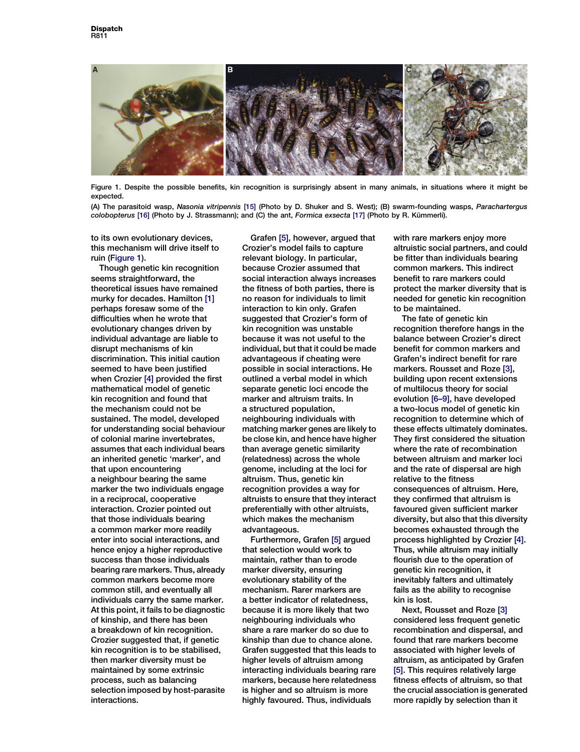Figure 1. Despite the possible benefits, kin recognition is surprisingly absent in many animals, in situations where it might be expected.

(A) The parasitoid wasp, *Nasonia vitripennis* [15] (Photo by D. Shuker and S. West); (B) swarm-founding wasps, *Parachartergus colobopterus* [16] (Photo by J. Strassmann); and (C) the ant, *Formica exsecta* [17] (Photo by R. Kümmerli).

to its own evolutionary devices, this mechanism will drive itself to ruin (Figure 1).

Though genetic kin recognition seems straightforward, the theoretical issues have remained murky for decades. Hamilton [1] perhaps foresaw some of the difficulties when he wrote that evolutionary changes driven by individual advantage are liable to disrupt mechanisms of kin discrimination. This initial caution seemed to have been justified when Crozier [4] provided the first mathematical model of genetic kin recognition and found that the mechanism could not be sustained. The model, developed for understanding social behaviour of colonial marine invertebrates, assumes that each individual bears an inherited genetic 'marker', and that upon encountering a neighbour bearing the same marker the two individuals engage in a reciprocal, cooperative interaction. Crozier pointed out that those individuals bearing a common marker more readily enter into social interactions, and hence enjoy a higher reproductive success than those individuals bearing rare markers. Thus, already common markers become more common still, and eventually all individuals carry the same marker. At this point, it fails to be diagnostic of kinship, and there has been a breakdown of kin recognition. Crozier suggested that, if genetic kin recognition is to be stabilised, then marker diversity must be maintained by some extrinsic process, such as balancing selection imposed by host-parasite interactions.

Grafen [5], however, argued that Crozier's model fails to capture relevant biology. In particular, because Crozier assumed that social interaction always increases the fitness of both parties, there is no reason for individuals to limit interaction to kin only. Grafen suggested that Crozier's form of kin recognition was unstable because it was not useful to the individual, but that it could be made advantageous if cheating were possible in social interactions. He outlined a verbal model in which separate genetic loci encode the marker and altruism traits. In a structured population, neighbouring individuals with matching marker genes are likely to be close kin, and hence have higher than average genetic similarity (relatedness) across the whole genome, including at the loci for altruism. Thus, genetic kin recognition provides a way for altruists to ensure that they interact preferentially with other altruists, which makes the mechanism advantageous.

Furthermore, Grafen [5] argued that selection would work to maintain, rather than to erode marker diversity, ensuring evolutionary stability of the mechanism. Rarer markers are a better indicator of relatedness, because it is more likely that two neighbouring individuals who share a rare marker do so due to kinship than due to chance alone. Grafen suggested that this leads to higher levels of altruism among interacting individuals bearing rare markers, because here relatedness is higher and so altruism is more highly favoured. Thus, individuals with rare markers enjoy more altruistic social partners, and could be fitter than individuals bearing common markers. This indirect benefit to rare markers could protect the marker diversity that is needed for genetic kin recognition to be maintained.

The fate of genetic kin recognition therefore hangs in the balance between Crozier's direct benefit for common markers and Grafen's indirect benefit for rare markers. Rousset and Roze [3], building upon recent extensions of multilocus theory for social evolution [6–9], have developed a two-locus model of genetic kin recognition to determine which of these effects ultimately dominates. They first considered the situation where the rate of recombination between altruism and marker loci and the rate of dispersal are high relative to the fitness consequences of altruism. Here, they confirmed that altruism is favoured given sufficient marker diversity, but also that this diversity becomes exhausted through the process highlighted by Crozier [4]. Thus, while altruism may initially flourish due to the operation of genetic kin recognition, it inevitably falters and ultimately fails as the ability to recognise kin is lost.

Next, Rousset and Roze [3] considered less frequent genetic recombination and dispersal, and found that rare markers become associated with higher levels of altruism, as anticipated by Grafen [5]. This requires relatively large fitness effects of altruism, so that the crucial association is generated more rapidly by selection than it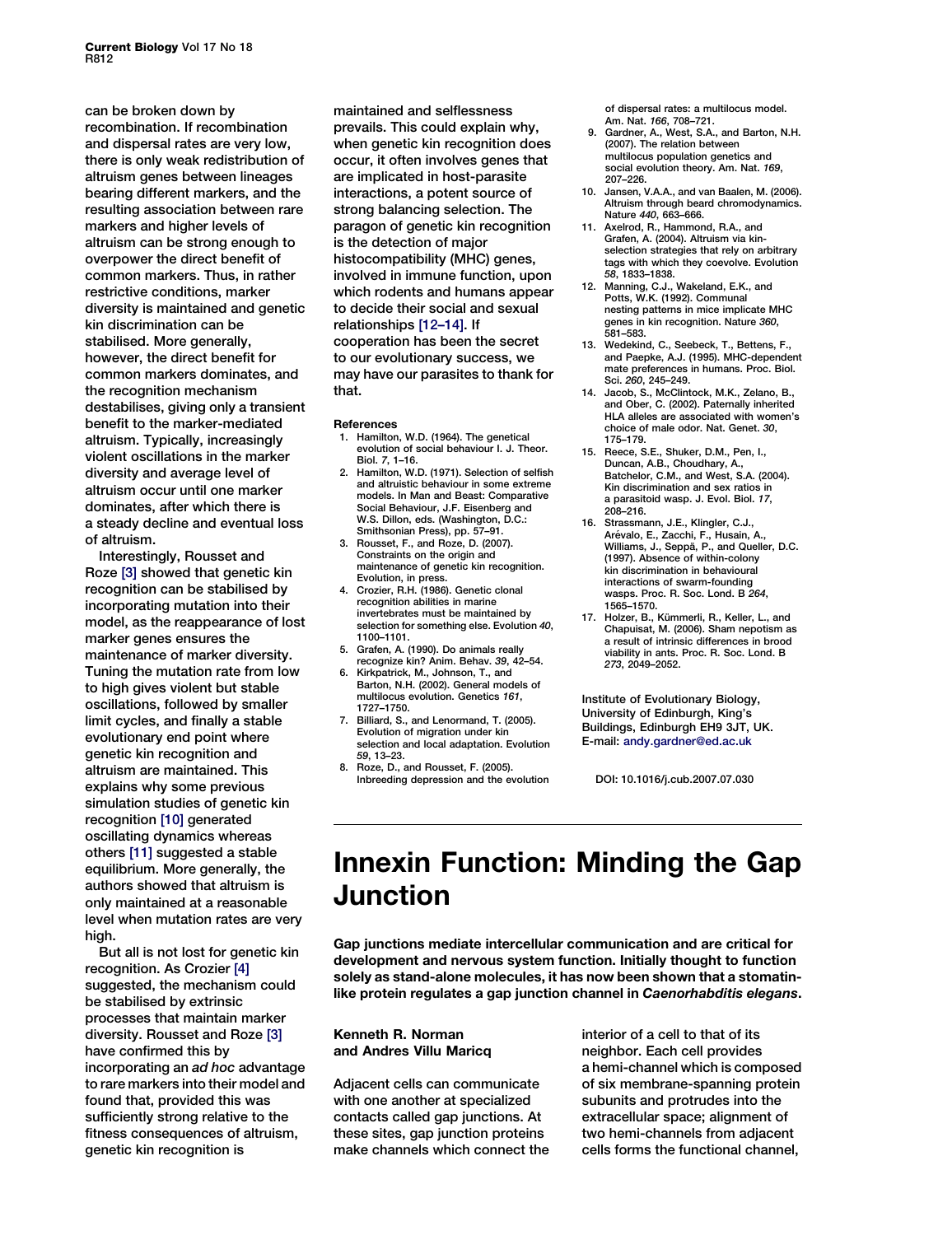can be broken down by recombination. If recombination and dispersal rates are very low, there is only weak redistribution of altruism genes between lineages bearing different markers, and the resulting association between rare markers and higher levels of altruism can be strong enough to overpower the direct benefit of common markers. Thus, in rather restrictive conditions, marker diversity is maintained and genetic kin discrimination can be stabilised. More generally, however, the direct benefit for common markers dominates, and the recognition mechanism destabilises, giving only a transient benefit to the marker-mediated altruism. Typically, increasingly violent oscillations in the marker diversity and average level of altruism occur until one marker dominates, after which there is a steady decline and eventual loss of altruism.

Interestingly, Rousset and Roze [3] showed that genetic kin recognition can be stabilised by incorporating mutation into their model, as the reappearance of lost marker genes ensures the maintenance of marker diversity. Tuning the mutation rate from low to high gives violent but stable oscillations, followed by smaller limit cycles, and finally a stable evolutionary end point where genetic kin recognition and altruism are maintained. This explains why some previous simulation studies of genetic kin recognition [10] generated oscillating dynamics whereas others [11] suggested a stable equilibrium. More generally, the authors showed that altruism is only maintained at a reasonable level when mutation rates are very high.

But all is not lost for genetic kin recognition. As Crozier [4] suggested, the mechanism could be stabilised by extrinsic processes that maintain marker diversity. Rousset and Roze [3] have confirmed this by incorporating an *ad hoc* advantage to rare markers into their model and found that, provided this was sufficiently strong relative to the fitness consequences of altruism, genetic kin recognition is maintained and selflessness prevails. This could explain why, when genetic kin recognition does occur, it often involves genes that are implicated in host-parasite interactions, a potent source of strong balancing selection. The paragon of genetic kin recognition is the detection of major histocompatibility (MHC) genes, involved in immune function, upon which rodents and humans appear to decide their social and sexual relationships [12–14]. If cooperation has been the secret to our evolutionary success, we may have our parasites to thank for that.

**References**

1. Hamilton, W.D. (1964). The genetical evolution of social behaviour I. J. Theor. Biol. *7*, 1–16.
2. Hamilton, W.D. (1971). Selection of selfish and altruistic behaviour in some extreme models. In Man and Beast: Comparative Social Behaviour, J.F. Eisenberg and W.S. Dillon, eds. (Washington, D.C.: Smithsonian Press), pp. 57–91.
3. Rousset, F., and Roze, D. (2007). Constraints on the origin and maintenance of genetic kin recognition. Evolution, in press.
4. Crozier, R.H. (1986). Genetic clonal recognition abilities in marine invertebrates must be maintained by selection for something else. Evolution *40*, 1100–1101.
5. Grafen, A. (1990). Do animals really recognize kin? Anim. Behav. *39*, 42–54.
6. Kirkpatrick, M., Johnson, T., and Barton, N.H. (2002). General models of multilocus evolution. Genetics *161*, 1727–1750.
7. Billiard, S., and Lenormand, T. (2005). Evolution of migration under kin selection and local adaptation. Evolution *59*, 13–23.
8. Roze, D., and Rousset, F. (2005). Inbreeding depression and the evolution of dispersal rates: a multilocus model. Am. Nat. *166*, 708–721.
9. Gardner, A., West, S.A., and Barton, N.H. (2007). The relation between multilocus population genetics and social evolution theory. Am. Nat. *169*, 207–226.
10. Jansen, V.A.A., and van Baalen, M. (2006). Altruism through beard chromodynamics. Nature *440*, 663–666.
11. Axelrod, R., Hammond, R.A., and Grafen, A. (2004). Altruism via kin-selection strategies that rely on arbitrary tags with which they coevolve. Evolution *58*, 1833–1838.
12. Manning, C.J., Wakeland, E.K., and Potts, W.K. (1992). Communal nesting patterns in mice implicate MHC genes in kin recognition. Nature *360*, 581–583.
13. Wedekind, C., Seebeck, T., Bettens, F., and Paepke, A.J. (1995). MHC-dependent mate preferences in humans. Proc. Biol. Sci. *260*, 245–249.
14. Jacob, S., McClintock, M.K., Zelano, B., and Ober, C. (2002). Paternally inherited HLA alleles are associated with women's choice of male odor. Nat. Genet. *30*, 175–179.
15. Reece, S.E., Shuker, D.M., Pen, I., Duncan, A.B., Choudhary, A., Batchelor, C.M., and West, S.A. (2004). Kin discrimination and sex ratios in a parasitoid wasp. J. Evol. Biol. *17*, 208–216.
16. Strassmann, J.E., Klingler, C.J., Arévalo, E., Zacchi, F., Husain, A., Williams, J., Seppä, P., and Queller, D.C. (1997). Absence of within-colony kin discrimination in behavioural interactions of swarm-founding wasps. Proc. R. Soc. Lond. B *264*, 1565–1570.
17. Holzer, B., Kümmerli, R., Keller, L., and Chapuisat, M. (2006). Sham nepotism as a result of intrinsic differences in brood viability in ants. Proc. R. Soc. Lond. B *273*, 2049–2052.

Institute of Evolutionary Biology, University of Edinburgh, King's Buildings, Edinburgh EH9 3JT, UK.
E-mail: andy.gardner@ed.ac.uk

DOI: 10.1016/j.cub.2007.07.030

# Innexin Function: Minding the Gap Junction

**Gap junctions mediate intercellular communication and are critical for development and nervous system function. Initially thought to function solely as stand-alone molecules, it has now been shown that a stomatin-like protein regulates a gap junction channel in *Caenorhabditis elegans*.**

**Kenneth R. Norman and Andres Villu Maricq**

Adjacent cells can communicate with one another at specialized contacts called gap junctions. At these sites, gap junction proteins make channels which connect the interior of a cell to that of its neighbor. Each cell provides a hemi-channel which is composed of six membrane-spanning protein subunits and protrudes into the extracellular space; alignment of two hemi-channels from adjacent cells forms the functional channel,